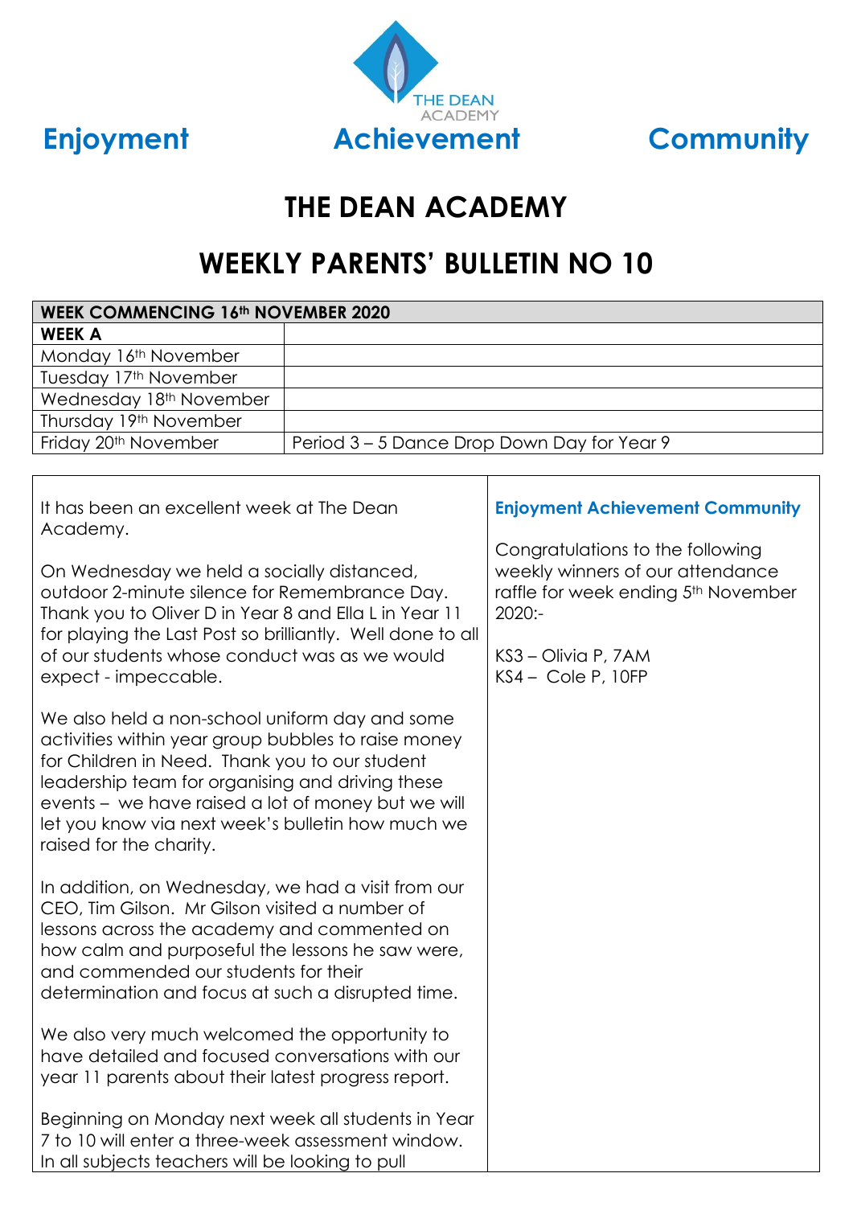THE DEAN ACADEMY

**Enjoyment** **Achievement** **Community**

# THE DEAN ACADEMY

# WEEKLY PARENTS' BULLETIN NO 10

| **WEEK COMMENCING 16th NOVEMBER 2020** | |
|---|---|
| **WEEK A** | |
| Monday 16th November | |
| Tuesday 17th November | |
| Wednesday 18th November | |
| Thursday 19th November | |
| Friday 20th November | Period 3 – 5 Dance Drop Down Day for Year 9 |

It has been an excellent week at The Dean Academy.

On Wednesday we held a socially distanced, outdoor 2-minute silence for Remembrance Day. Thank you to Oliver D in Year 8 and Ella L in Year 11 for playing the Last Post so brilliantly. Well done to all of our students whose conduct was as we would expect - impeccable.

We also held a non-school uniform day and some activities within year group bubbles to raise money for Children in Need. Thank you to our student leadership team for organising and driving these events – we have raised a lot of money but we will let you know via next week's bulletin how much we raised for the charity.

In addition, on Wednesday, we had a visit from our CEO, Tim Gilson. Mr Gilson visited a number of lessons across the academy and commented on how calm and purposeful the lessons he saw were, and commended our students for their determination and focus at such a disrupted time.

We also very much welcomed the opportunity to have detailed and focused conversations with our year 11 parents about their latest progress report.

Beginning on Monday next week all students in Year 7 to 10 will enter a three-week assessment window. In all subjects teachers will be looking to pull

**Enjoyment Achievement Community**

Congratulations to the following weekly winners of our attendance raffle for week ending 5th November 2020:-

KS3 – Olivia P, 7AM
KS4 – Cole P, 10FP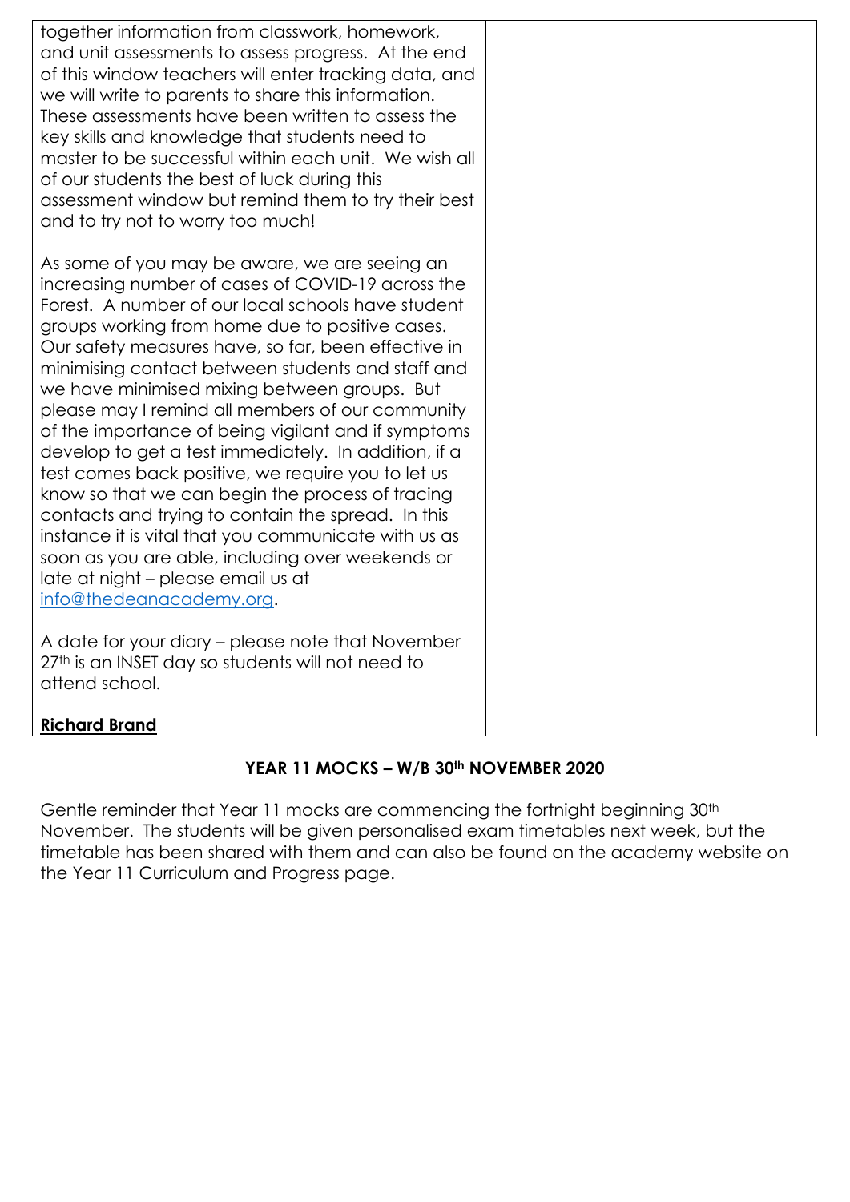together information from classwork, homework, and unit assessments to assess progress. At the end of this window teachers will enter tracking data, and we will write to parents to share this information. These assessments have been written to assess the key skills and knowledge that students need to master to be successful within each unit. We wish all of our students the best of luck during this assessment window but remind them to try their best and to try not to worry too much!

As some of you may be aware, we are seeing an increasing number of cases of COVID-19 across the Forest. A number of our local schools have student groups working from home due to positive cases. Our safety measures have, so far, been effective in minimising contact between students and staff and we have minimised mixing between groups. But please may I remind all members of our community of the importance of being vigilant and if symptoms develop to get a test immediately. In addition, if a test comes back positive, we require you to let us know so that we can begin the process of tracing contacts and trying to contain the spread. In this instance it is vital that you communicate with us as soon as you are able, including over weekends or late at night – please email us at info@thedeanacademy.org.

A date for your diary – please note that November 27th is an INSET day so students will not need to attend school.

**Richard Brand**

## YEAR 11 MOCKS – W/B 30th NOVEMBER 2020

Gentle reminder that Year 11 mocks are commencing the fortnight beginning 30th November. The students will be given personalised exam timetables next week, but the timetable has been shared with them and can also be found on the academy website on the Year 11 Curriculum and Progress page.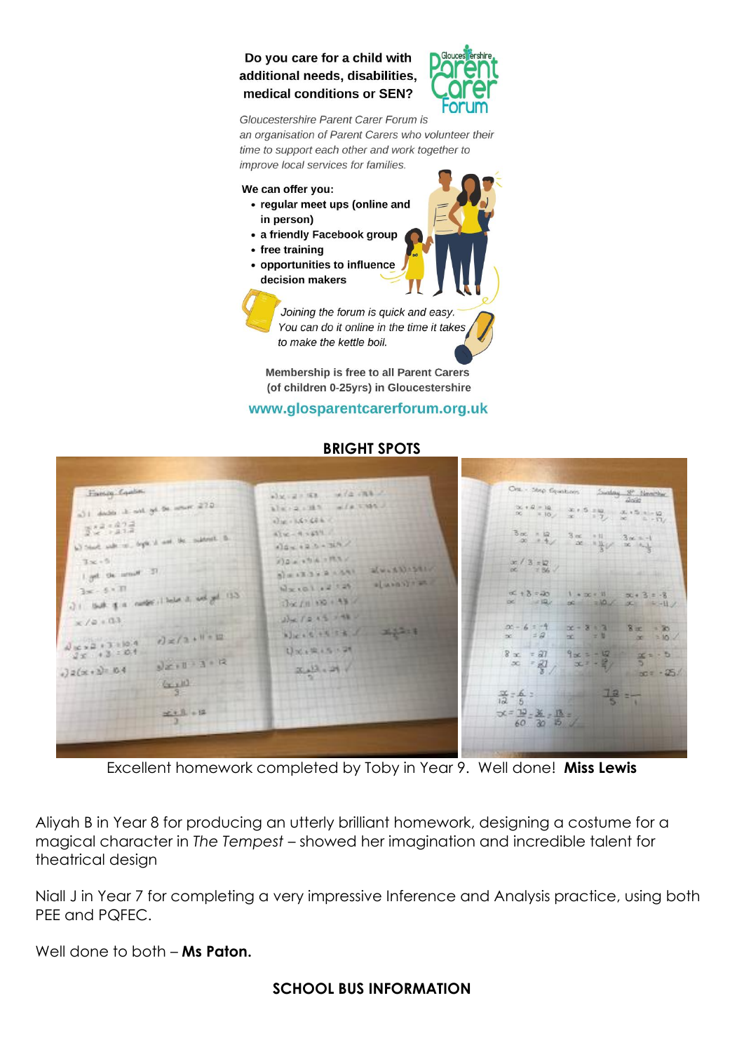**Do you care for a child with additional needs, disabilities, medical conditions or SEN?**

*Gloucestershire Parent Carer Forum is an organisation of Parent Carers who volunteer their time to support each other and work together to improve local services for families.*

**We can offer you:**

- **regular meet ups (online and in person)**
- **a friendly Facebook group**
- **free training**
- **opportunities to influence decision makers**

*Joining the forum is quick and easy. You can do it online in the time it takes to make the kettle boil.*

**Membership is free to all Parent Carers (of children 0-25yrs) in Gloucestershire**

**www.glosparentcarerforum.org.uk**

## BRIGHT SPOTS

Excellent homework completed by Toby in Year 9. Well done! **Miss Lewis**

Aliyah B in Year 8 for producing an utterly brilliant homework, designing a costume for a magical character in *The Tempest* – showed her imagination and incredible talent for theatrical design

Niall J in Year 7 for completing a very impressive Inference and Analysis practice, using both PEE and PQFEC.

Well done to both – **Ms Paton.**

## SCHOOL BUS INFORMATION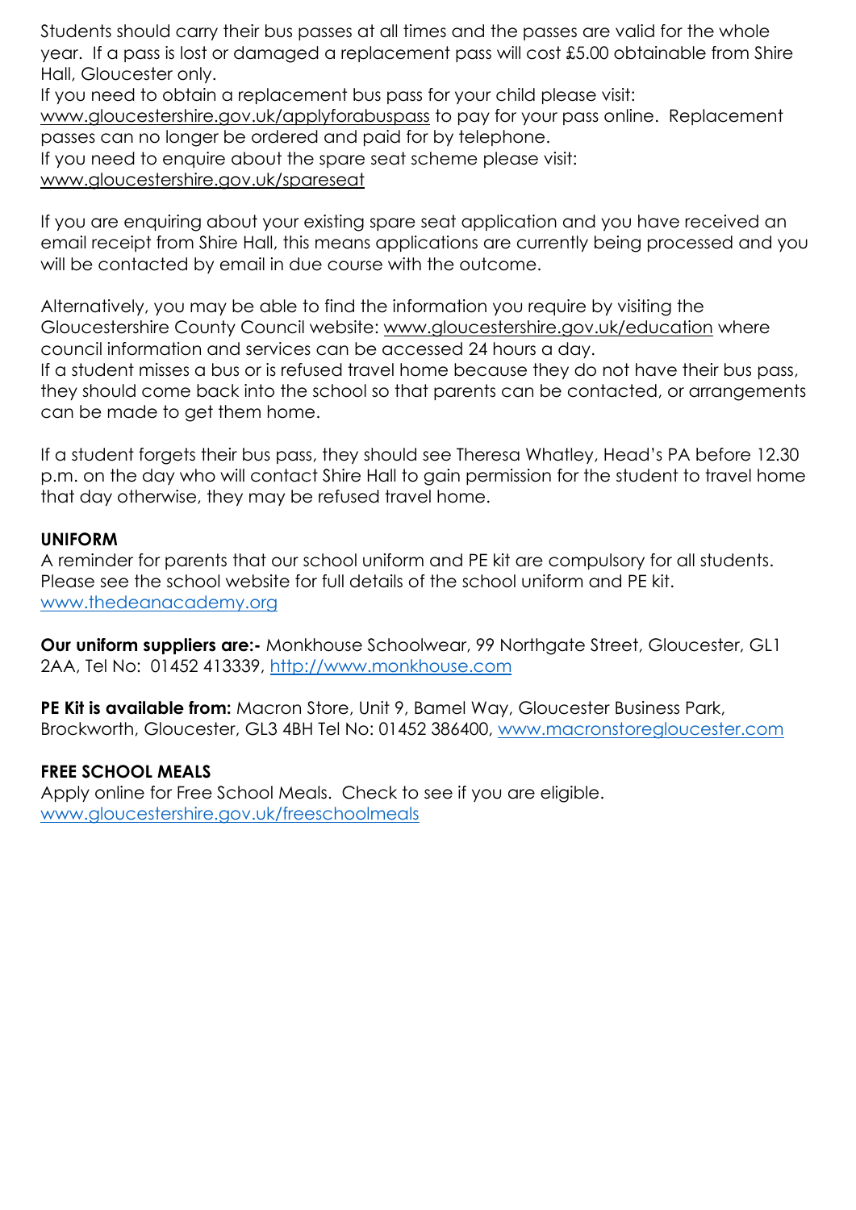Students should carry their bus passes at all times and the passes are valid for the whole year. If a pass is lost or damaged a replacement pass will cost £5.00 obtainable from Shire Hall, Gloucester only.
If you need to obtain a replacement bus pass for your child please visit: www.gloucestershire.gov.uk/applyforabuspass to pay for your pass online. Replacement passes can no longer be ordered and paid for by telephone.
If you need to enquire about the spare seat scheme please visit: www.gloucestershire.gov.uk/spareseat

If you are enquiring about your existing spare seat application and you have received an email receipt from Shire Hall, this means applications are currently being processed and you will be contacted by email in due course with the outcome.

Alternatively, you may be able to find the information you require by visiting the Gloucestershire County Council website: www.gloucestershire.gov.uk/education where council information and services can be accessed 24 hours a day.
If a student misses a bus or is refused travel home because they do not have their bus pass, they should come back into the school so that parents can be contacted, or arrangements can be made to get them home.

If a student forgets their bus pass, they should see Theresa Whatley, Head's PA before 12.30 p.m. on the day who will contact Shire Hall to gain permission for the student to travel home that day otherwise, they may be refused travel home.

**UNIFORM**

A reminder for parents that our school uniform and PE kit are compulsory for all students. Please see the school website for full details of the school uniform and PE kit.
www.thedeanacademy.org

**Our uniform suppliers are:-** Monkhouse Schoolwear, 99 Northgate Street, Gloucester, GL1 2AA, Tel No: 01452 413339, http://www.monkhouse.com

**PE Kit is available from:** Macron Store, Unit 9, Bamel Way, Gloucester Business Park, Brockworth, Gloucester, GL3 4BH Tel No: 01452 386400, www.macronstoregloucester.com

**FREE SCHOOL MEALS**

Apply online for Free School Meals. Check to see if you are eligible.
www.gloucestershire.gov.uk/freeschoolmeals